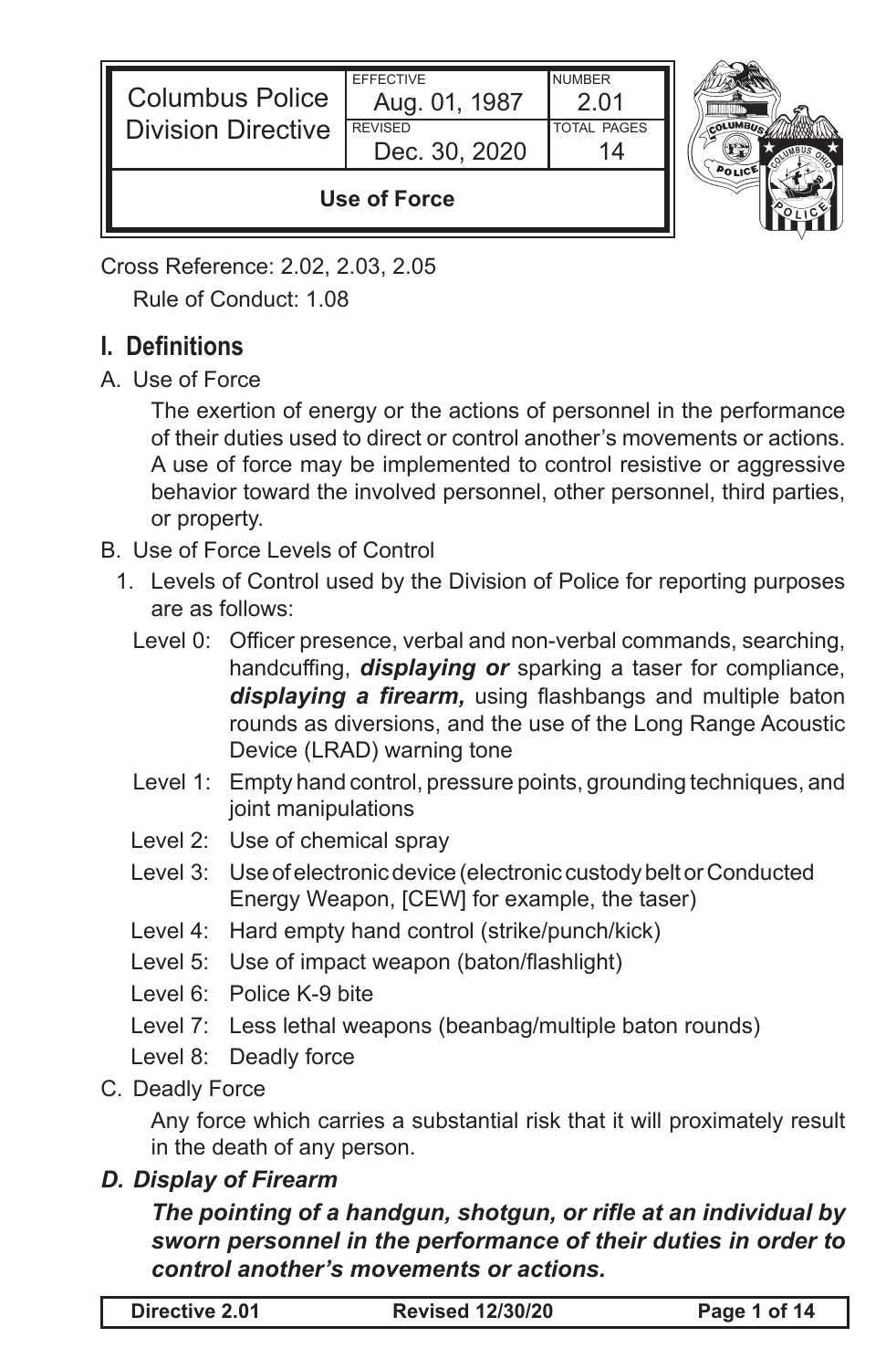| Columbus Police Division Directive | EFFECTIVE Aug. 01, 1987 | NUMBER 2.01 |
| --- | --- | --- |
| | REVISED Dec. 30, 2020 | TOTAL PAGES 14 |
| **Use of Force** | | |

Cross Reference: 2.02, 2.03, 2.05

Rule of Conduct: 1.08

## I. Definitions

A. Use of Force

The exertion of energy or the actions of personnel in the performance of their duties used to direct or control another's movements or actions. A use of force may be implemented to control resistive or aggressive behavior toward the involved personnel, other personnel, third parties, or property.

B. Use of Force Levels of Control

1. Levels of Control used by the Division of Police for reporting purposes are as follows:

   - Level 0: Officer presence, verbal and non-verbal commands, searching, handcuffing, ***displaying or*** sparking a taser for compliance, ***displaying a firearm,*** using flashbangs and multiple baton rounds as diversions, and the use of the Long Range Acoustic Device (LRAD) warning tone
   - Level 1: Empty hand control, pressure points, grounding techniques, and joint manipulations
   - Level 2: Use of chemical spray
   - Level 3: Use of electronic device (electronic custody belt or Conducted Energy Weapon, [CEW] for example, the taser)
   - Level 4: Hard empty hand control (strike/punch/kick)
   - Level 5: Use of impact weapon (baton/flashlight)
   - Level 6: Police K-9 bite
   - Level 7: Less lethal weapons (beanbag/multiple baton rounds)
   - Level 8: Deadly force

C. Deadly Force

Any force which carries a substantial risk that it will proximately result in the death of any person.

***D. Display of Firearm***

***The pointing of a handgun, shotgun, or rifle at an individual by sworn personnel in the performance of their duties in order to control another's movements or actions.***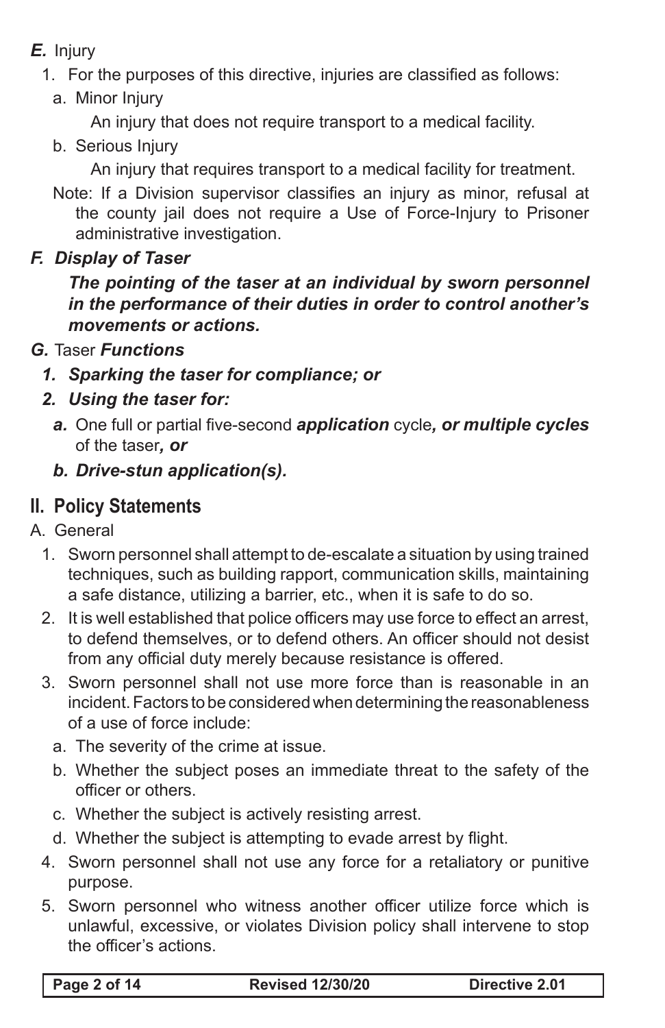***E.*** Injury

1. For the purposes of this directive, injuries are classified as follows:
   a. Minor Injury

      An injury that does not require transport to a medical facility.

   b. Serious Injury

      An injury that requires transport to a medical facility for treatment.

   Note: If a Division supervisor classifies an injury as minor, refusal at the county jail does not require a Use of Force-Injury to Prisoner administrative investigation.

***F. Display of Taser***

***The pointing of the taser at an individual by sworn personnel in the performance of their duties in order to control another's movements or actions.***

***G.*** Taser ***Functions***

1. ***Sparking the taser for compliance; or***
2. ***Using the taser for:***
   ***a.*** One full or partial five-second ***application*** cycle***, or multiple cycles*** of the taser***, or***

   ***b. Drive-stun application(s).***

## II. Policy Statements

A. General

1. Sworn personnel shall attempt to de-escalate a situation by using trained techniques, such as building rapport, communication skills, maintaining a safe distance, utilizing a barrier, etc., when it is safe to do so.
2. It is well established that police officers may use force to effect an arrest, to defend themselves, or to defend others. An officer should not desist from any official duty merely because resistance is offered.
3. Sworn personnel shall not use more force than is reasonable in an incident. Factors to be considered when determining the reasonableness of a use of force include:
   a. The severity of the crime at issue.

   b. Whether the subject poses an immediate threat to the safety of the officer or others.

   c. Whether the subject is actively resisting arrest.

   d. Whether the subject is attempting to evade arrest by flight.
4. Sworn personnel shall not use any force for a retaliatory or punitive purpose.
5. Sworn personnel who witness another officer utilize force which is unlawful, excessive, or violates Division policy shall intervene to stop the officer's actions.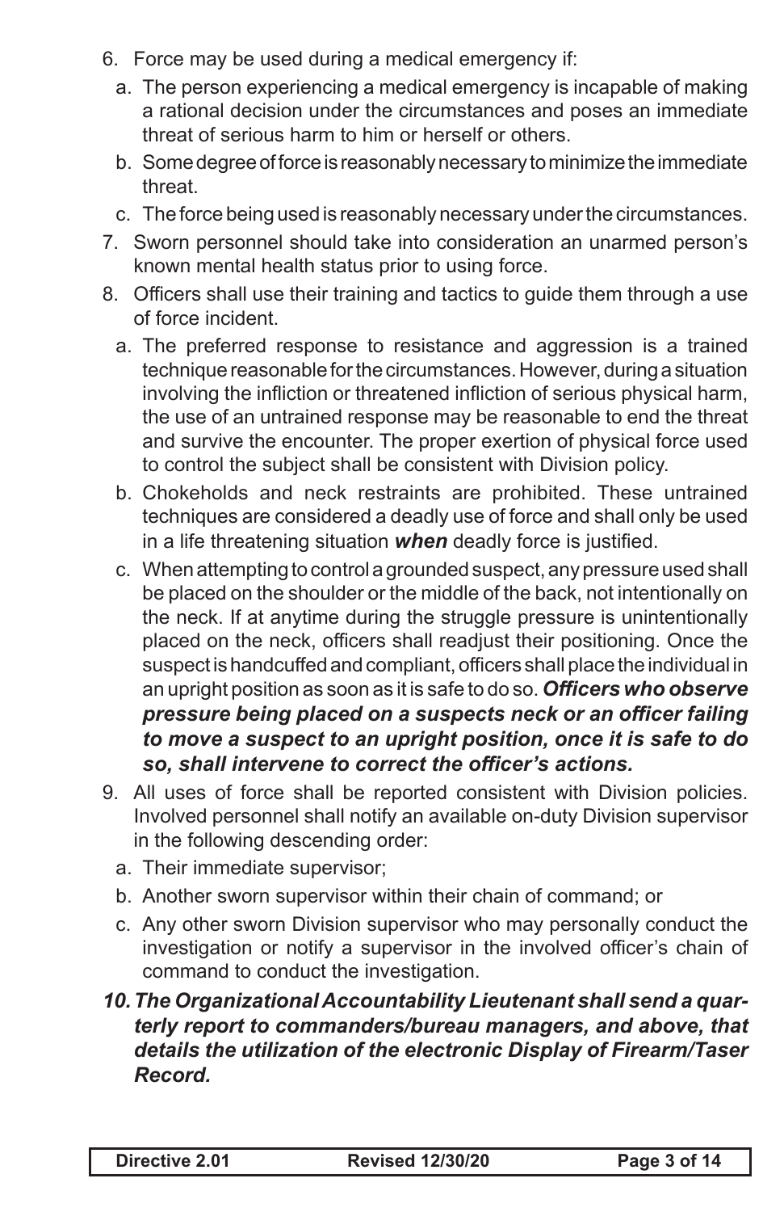6. Force may be used during a medical emergency if:
   a. The person experiencing a medical emergency is incapable of making a rational decision under the circumstances and poses an immediate threat of serious harm to him or herself or others.
   b. Some degree of force is reasonably necessary to minimize the immediate threat.
   c. The force being used is reasonably necessary under the circumstances.
7. Sworn personnel should take into consideration an unarmed person's known mental health status prior to using force.
8. Officers shall use their training and tactics to guide them through a use of force incident.
   a. The preferred response to resistance and aggression is a trained technique reasonable for the circumstances. However, during a situation involving the infliction or threatened infliction of serious physical harm, the use of an untrained response may be reasonable to end the threat and survive the encounter. The proper exertion of physical force used to control the subject shall be consistent with Division policy.
   b. Chokeholds and neck restraints are prohibited. These untrained techniques are considered a deadly use of force and shall only be used in a life threatening situation ***when*** deadly force is justified.
   c. When attempting to control a grounded suspect, any pressure used shall be placed on the shoulder or the middle of the back, not intentionally on the neck. If at anytime during the struggle pressure is unintentionally placed on the neck, officers shall readjust their positioning. Once the suspect is handcuffed and compliant, officers shall place the individual in an upright position as soon as it is safe to do so. ***Officers who observe pressure being placed on a suspects neck or an officer failing to move a suspect to an upright position, once it is safe to do so, shall intervene to correct the officer's actions.***
9. All uses of force shall be reported consistent with Division policies. Involved personnel shall notify an available on-duty Division supervisor in the following descending order:
   a. Their immediate supervisor;
   b. Another sworn supervisor within their chain of command; or
   c. Any other sworn Division supervisor who may personally conduct the investigation or notify a supervisor in the involved officer's chain of command to conduct the investigation.

***10. The Organizational Accountability Lieutenant shall send a quarterly report to commanders/bureau managers, and above, that details the utilization of the electronic Display of Firearm/Taser Record.***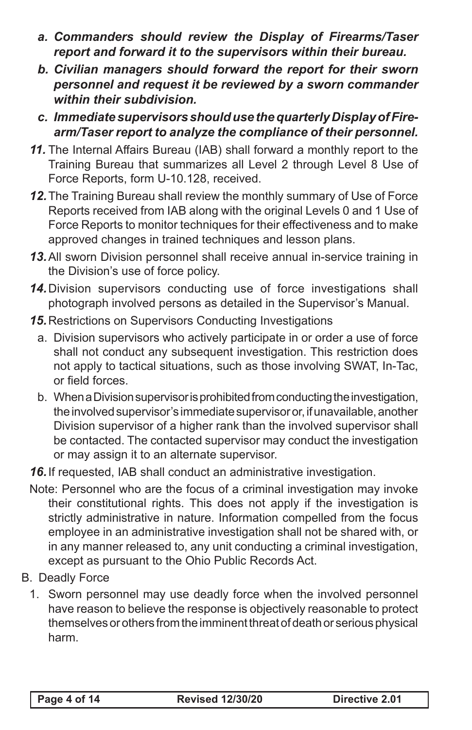a. ***Commanders should review the Display of Firearms/Taser report and forward it to the supervisors within their bureau.***

b. ***Civilian managers should forward the report for their sworn personnel and request it be reviewed by a sworn commander within their subdivision.***

c. ***Immediate supervisors should use the quarterly Display of Firearm/Taser report to analyze the compliance of their personnel.***

***11.*** The Internal Affairs Bureau (IAB) shall forward a monthly report to the Training Bureau that summarizes all Level 2 through Level 8 Use of Force Reports, form U-10.128, received.

***12.*** The Training Bureau shall review the monthly summary of Use of Force Reports received from IAB along with the original Levels 0 and 1 Use of Force Reports to monitor techniques for their effectiveness and to make approved changes in trained techniques and lesson plans.

***13.*** All sworn Division personnel shall receive annual in-service training in the Division's use of force policy.

***14.*** Division supervisors conducting use of force investigations shall photograph involved persons as detailed in the Supervisor's Manual.

***15.*** Restrictions on Supervisors Conducting Investigations

a. Division supervisors who actively participate in or order a use of force shall not conduct any subsequent investigation. This restriction does not apply to tactical situations, such as those involving SWAT, In-Tac, or field forces.

b. When a Division supervisor is prohibited from conducting the investigation, the involved supervisor's immediate supervisor or, if unavailable, another Division supervisor of a higher rank than the involved supervisor shall be contacted. The contacted supervisor may conduct the investigation or may assign it to an alternate supervisor.

***16.*** If requested, IAB shall conduct an administrative investigation.

Note: Personnel who are the focus of a criminal investigation may invoke their constitutional rights. This does not apply if the investigation is strictly administrative in nature. Information compelled from the focus employee in an administrative investigation shall not be shared with, or in any manner released to, any unit conducting a criminal investigation, except as pursuant to the Ohio Public Records Act.

B. Deadly Force

1. Sworn personnel may use deadly force when the involved personnel have reason to believe the response is objectively reasonable to protect themselves or others from the imminent threat of death or serious physical harm.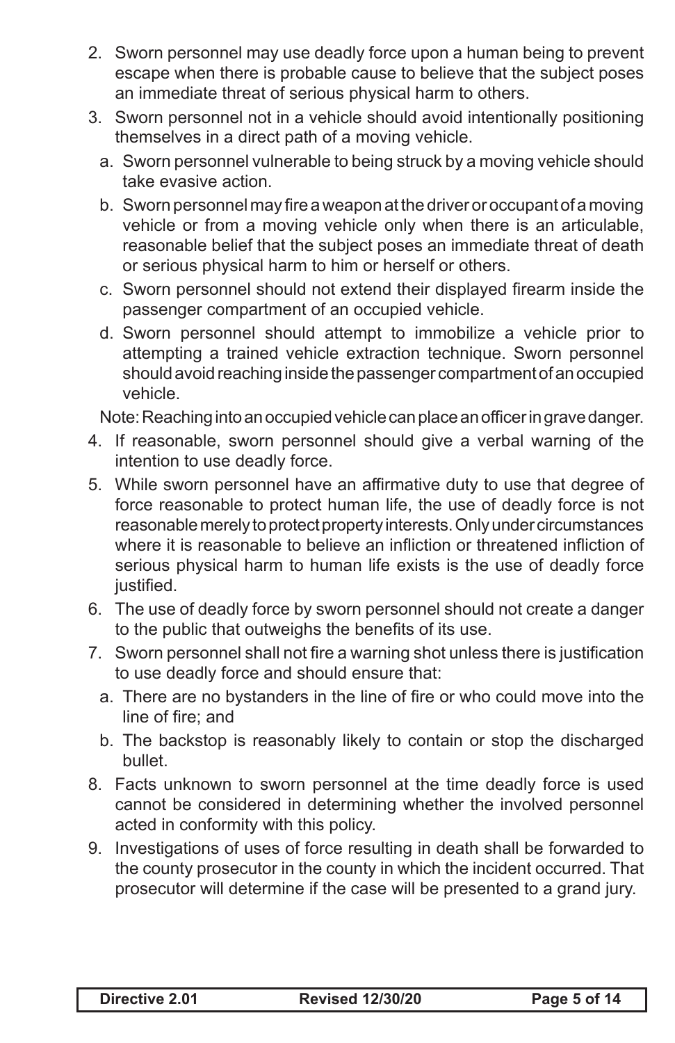2. Sworn personnel may use deadly force upon a human being to prevent escape when there is probable cause to believe that the subject poses an immediate threat of serious physical harm to others.
3. Sworn personnel not in a vehicle should avoid intentionally positioning themselves in a direct path of a moving vehicle.
   a. Sworn personnel vulnerable to being struck by a moving vehicle should take evasive action.
   b. Sworn personnel may fire a weapon at the driver or occupant of a moving vehicle or from a moving vehicle only when there is an articulable, reasonable belief that the subject poses an immediate threat of death or serious physical harm to him or herself or others.
   c. Sworn personnel should not extend their displayed firearm inside the passenger compartment of an occupied vehicle.
   d. Sworn personnel should attempt to immobilize a vehicle prior to attempting a trained vehicle extraction technique. Sworn personnel should avoid reaching inside the passenger compartment of an occupied vehicle.

   Note: Reaching into an occupied vehicle can place an officer in grave danger.
4. If reasonable, sworn personnel should give a verbal warning of the intention to use deadly force.
5. While sworn personnel have an affirmative duty to use that degree of force reasonable to protect human life, the use of deadly force is not reasonable merely to protect property interests. Only under circumstances where it is reasonable to believe an infliction or threatened infliction of serious physical harm to human life exists is the use of deadly force justified.
6. The use of deadly force by sworn personnel should not create a danger to the public that outweighs the benefits of its use.
7. Sworn personnel shall not fire a warning shot unless there is justification to use deadly force and should ensure that:
   a. There are no bystanders in the line of fire or who could move into the line of fire; and
   b. The backstop is reasonably likely to contain or stop the discharged bullet.
8. Facts unknown to sworn personnel at the time deadly force is used cannot be considered in determining whether the involved personnel acted in conformity with this policy.
9. Investigations of uses of force resulting in death shall be forwarded to the county prosecutor in the county in which the incident occurred. That prosecutor will determine if the case will be presented to a grand jury.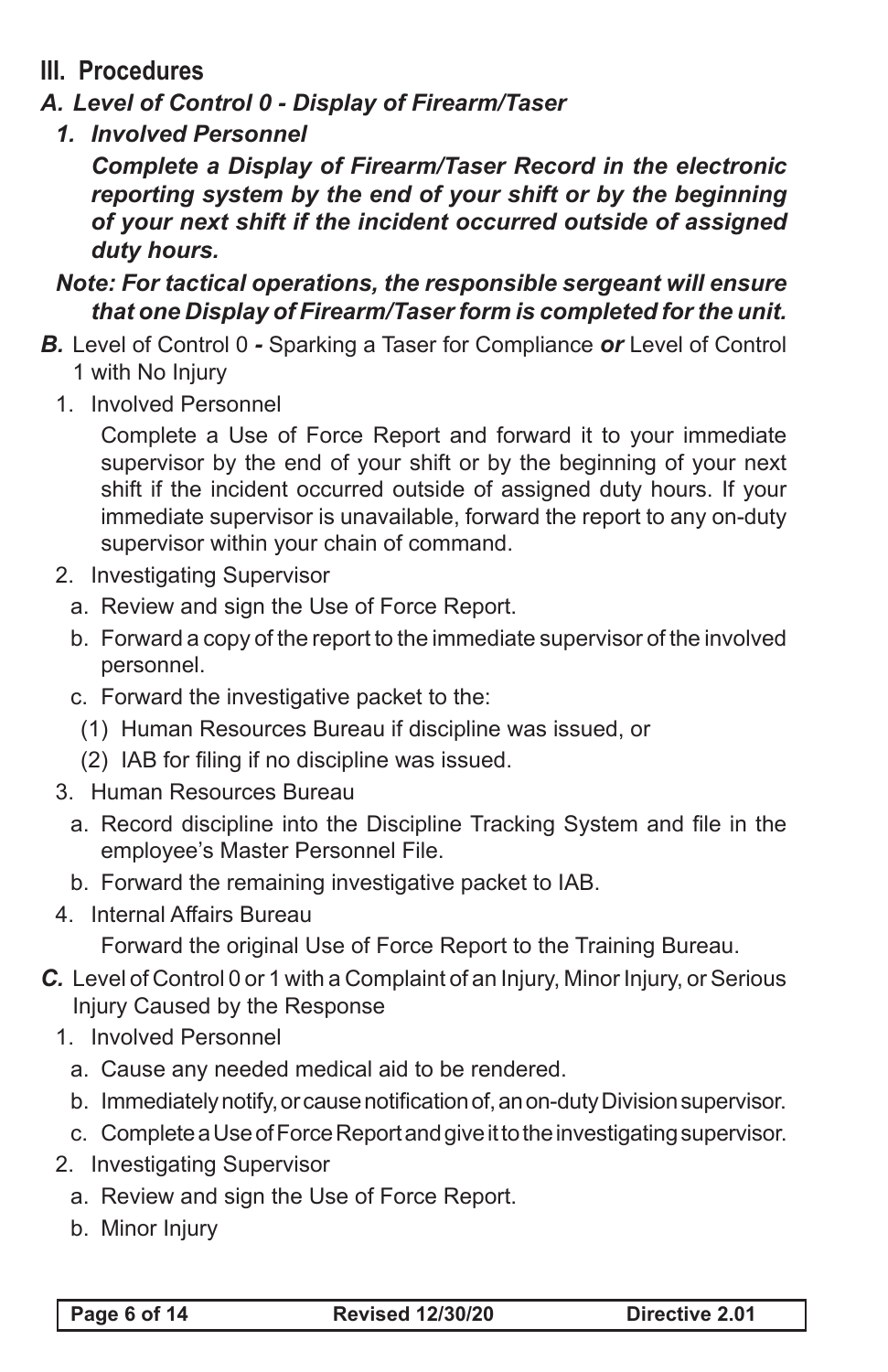## III. Procedures

### *A. Level of Control 0 - Display of Firearm/Taser*

#### *1. Involved Personnel*

***Complete a Display of Firearm/Taser Record in the electronic reporting system by the end of your shift or by the beginning of your next shift if the incident occurred outside of assigned duty hours.***

***Note: For tactical operations, the responsible sergeant will ensure that one Display of Firearm/Taser form is completed for the unit.***

***B.*** Level of Control 0 ***-*** Sparking a Taser for Compliance ***or*** Level of Control 1 with No Injury

1. Involved Personnel

   Complete a Use of Force Report and forward it to your immediate supervisor by the end of your shift or by the beginning of your next shift if the incident occurred outside of assigned duty hours. If your immediate supervisor is unavailable, forward the report to any on-duty supervisor within your chain of command.

2. Investigating Supervisor
   - a. Review and sign the Use of Force Report.
   - b. Forward a copy of the report to the immediate supervisor of the involved personnel.
   - c. Forward the investigative packet to the:
     - (1) Human Resources Bureau if discipline was issued, or
     - (2) IAB for filing if no discipline was issued.

3. Human Resources Bureau
   - a. Record discipline into the Discipline Tracking System and file in the employee's Master Personnel File.
   - b. Forward the remaining investigative packet to IAB.

4. Internal Affairs Bureau

   Forward the original Use of Force Report to the Training Bureau.

***C.*** Level of Control 0 or 1 with a Complaint of an Injury, Minor Injury, or Serious Injury Caused by the Response

1. Involved Personnel
   - a. Cause any needed medical aid to be rendered.
   - b. Immediately notify, or cause notification of, an on-duty Division supervisor.
   - c. Complete a Use of Force Report and give it to the investigating supervisor.

2. Investigating Supervisor
   - a. Review and sign the Use of Force Report.
   - b. Minor Injury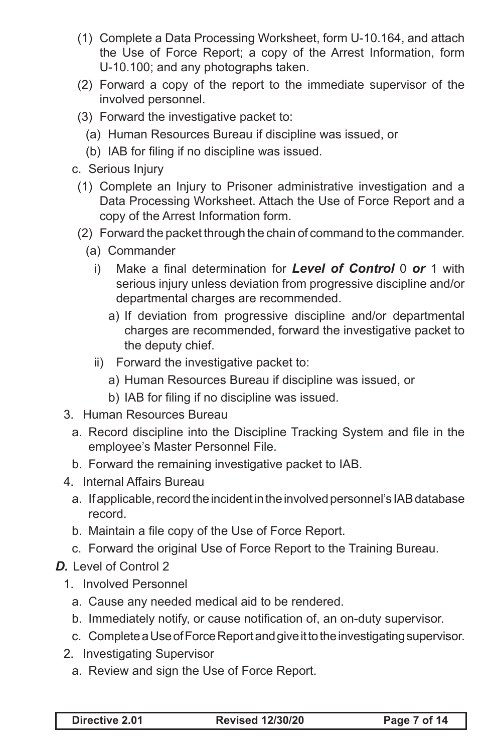(1) Complete a Data Processing Worksheet, form U-10.164, and attach the Use of Force Report; a copy of the Arrest Information, form U-10.100; and any photographs taken.

(2) Forward a copy of the report to the immediate supervisor of the involved personnel.

(3) Forward the investigative packet to:

(a) Human Resources Bureau if discipline was issued, or

(b) IAB for filing if no discipline was issued.

c. Serious Injury

(1) Complete an Injury to Prisoner administrative investigation and a Data Processing Worksheet. Attach the Use of Force Report and a copy of the Arrest Information form.

(2) Forward the packet through the chain of command to the commander.

(a) Commander

i) Make a final determination for ***Level of Control*** 0 ***or*** 1 with serious injury unless deviation from progressive discipline and/or departmental charges are recommended.

a) If deviation from progressive discipline and/or departmental charges are recommended, forward the investigative packet to the deputy chief.

ii) Forward the investigative packet to:

a) Human Resources Bureau if discipline was issued, or

b) IAB for filing if no discipline was issued.

3. Human Resources Bureau

a. Record discipline into the Discipline Tracking System and file in the employee's Master Personnel File.

b. Forward the remaining investigative packet to IAB.

4. Internal Affairs Bureau

a. If applicable, record the incident in the involved personnel's IAB database record.

b. Maintain a file copy of the Use of Force Report.

c. Forward the original Use of Force Report to the Training Bureau.

***D.*** Level of Control 2

1. Involved Personnel

a. Cause any needed medical aid to be rendered.

b. Immediately notify, or cause notification of, an on-duty supervisor.

c. Complete a Use of Force Report and give it to the investigating supervisor.

2. Investigating Supervisor

a. Review and sign the Use of Force Report.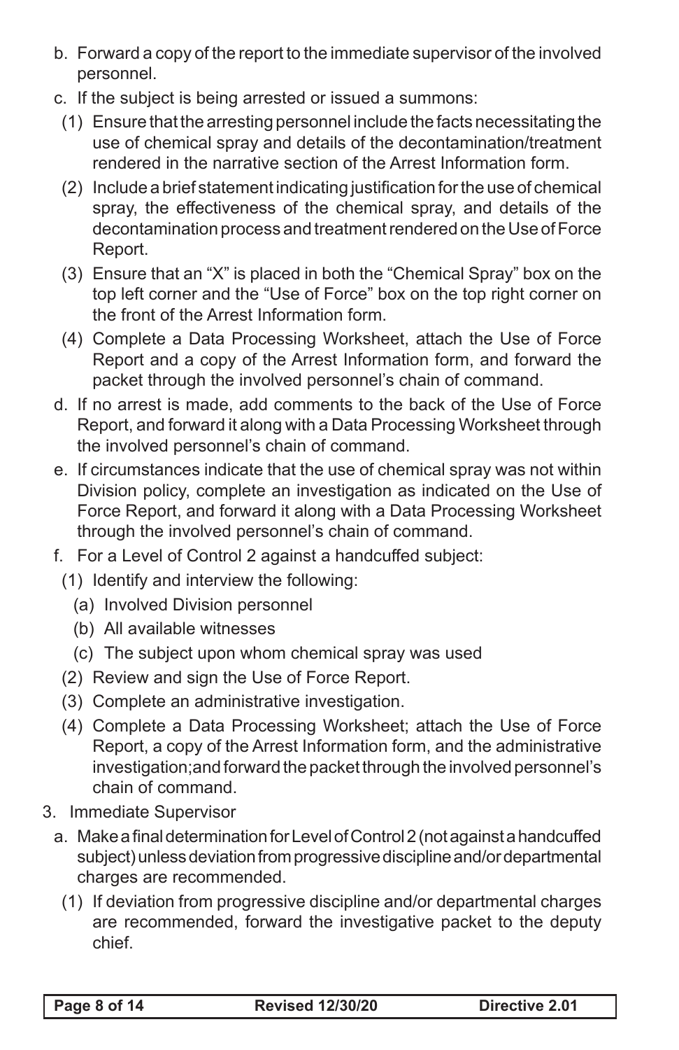b. Forward a copy of the report to the immediate supervisor of the involved personnel.

c. If the subject is being arrested or issued a summons:

   (1) Ensure that the arresting personnel include the facts necessitating the use of chemical spray and details of the decontamination/treatment rendered in the narrative section of the Arrest Information form.

   (2) Include a brief statement indicating justification for the use of chemical spray, the effectiveness of the chemical spray, and details of the decontamination process and treatment rendered on the Use of Force Report.

   (3) Ensure that an "X" is placed in both the "Chemical Spray" box on the top left corner and the "Use of Force" box on the top right corner on the front of the Arrest Information form.

   (4) Complete a Data Processing Worksheet, attach the Use of Force Report and a copy of the Arrest Information form, and forward the packet through the involved personnel's chain of command.

d. If no arrest is made, add comments to the back of the Use of Force Report, and forward it along with a Data Processing Worksheet through the involved personnel's chain of command.

e. If circumstances indicate that the use of chemical spray was not within Division policy, complete an investigation as indicated on the Use of Force Report, and forward it along with a Data Processing Worksheet through the involved personnel's chain of command.

f. For a Level of Control 2 against a handcuffed subject:

   (1) Identify and interview the following:

      (a) Involved Division personnel

      (b) All available witnesses

      (c) The subject upon whom chemical spray was used

   (2) Review and sign the Use of Force Report.

   (3) Complete an administrative investigation.

   (4) Complete a Data Processing Worksheet; attach the Use of Force Report, a copy of the Arrest Information form, and the administrative investigation; and forward the packet through the involved personnel's chain of command.

3. Immediate Supervisor

   a. Make a final determination for Level of Control 2 (not against a handcuffed subject) unless deviation from progressive discipline and/or departmental charges are recommended.

      (1) If deviation from progressive discipline and/or departmental charges are recommended, forward the investigative packet to the deputy chief.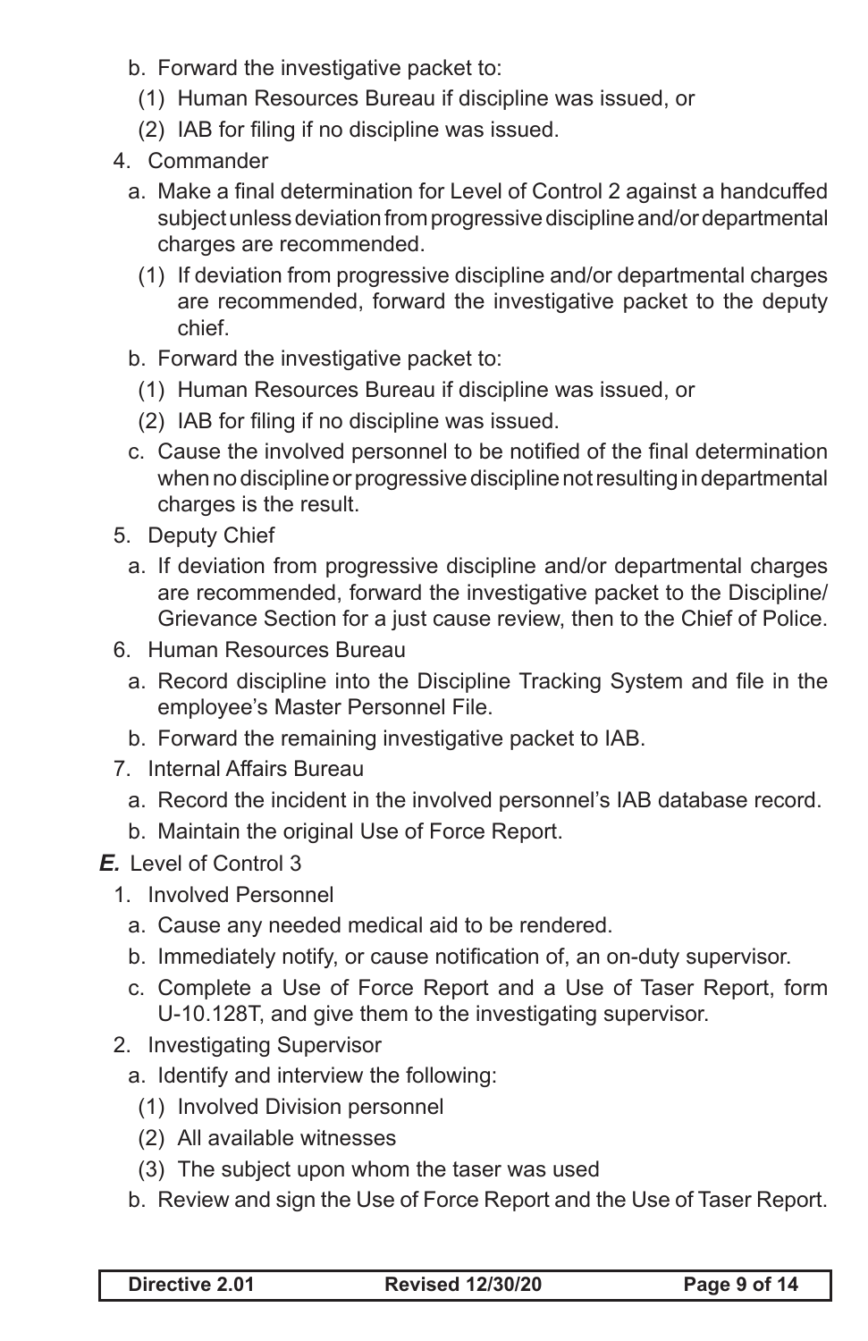b. Forward the investigative packet to:
   (1) Human Resources Bureau if discipline was issued, or
   (2) IAB for filing if no discipline was issued.

4. Commander
   a. Make a final determination for Level of Control 2 against a handcuffed subject unless deviation from progressive discipline and/or departmental charges are recommended.
      (1) If deviation from progressive discipline and/or departmental charges are recommended, forward the investigative packet to the deputy chief.
   b. Forward the investigative packet to:
      (1) Human Resources Bureau if discipline was issued, or
      (2) IAB for filing if no discipline was issued.
   c. Cause the involved personnel to be notified of the final determination when no discipline or progressive discipline not resulting in departmental charges is the result.

5. Deputy Chief
   a. If deviation from progressive discipline and/or departmental charges are recommended, forward the investigative packet to the Discipline/ Grievance Section for a just cause review, then to the Chief of Police.

6. Human Resources Bureau
   a. Record discipline into the Discipline Tracking System and file in the employee's Master Personnel File.
   b. Forward the remaining investigative packet to IAB.

7. Internal Affairs Bureau
   a. Record the incident in the involved personnel's IAB database record.
   b. Maintain the original Use of Force Report.

***E.*** Level of Control 3

1. Involved Personnel
   a. Cause any needed medical aid to be rendered.
   b. Immediately notify, or cause notification of, an on-duty supervisor.
   c. Complete a Use of Force Report and a Use of Taser Report, form U-10.128T, and give them to the investigating supervisor.

2. Investigating Supervisor
   a. Identify and interview the following:
      (1) Involved Division personnel
      (2) All available witnesses
      (3) The subject upon whom the taser was used
   b. Review and sign the Use of Force Report and the Use of Taser Report.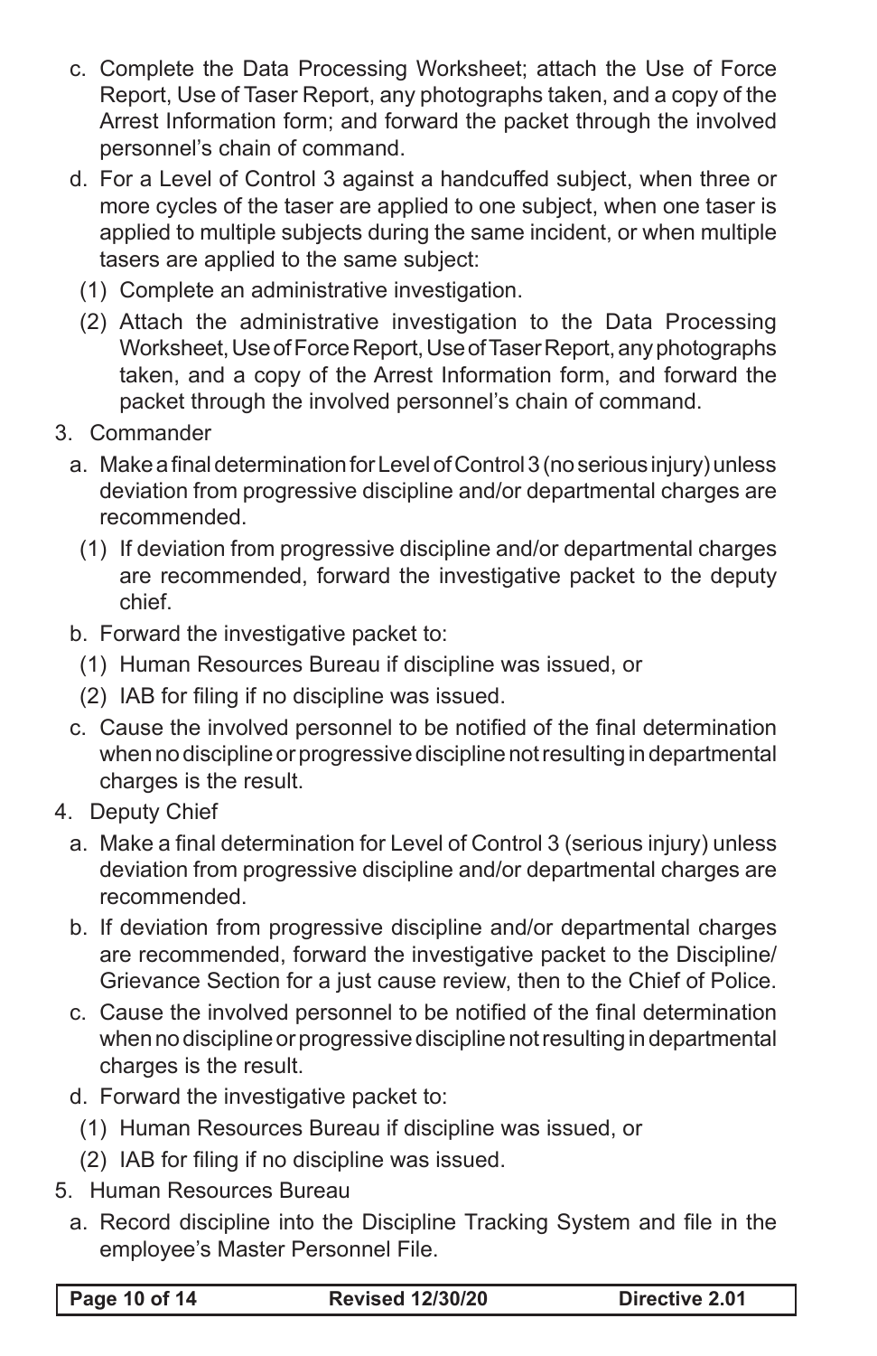c. Complete the Data Processing Worksheet; attach the Use of Force Report, Use of Taser Report, any photographs taken, and a copy of the Arrest Information form; and forward the packet through the involved personnel's chain of command.

d. For a Level of Control 3 against a handcuffed subject, when three or more cycles of the taser are applied to one subject, when one taser is applied to multiple subjects during the same incident, or when multiple tasers are applied to the same subject:

   (1) Complete an administrative investigation.

   (2) Attach the administrative investigation to the Data Processing Worksheet, Use of Force Report, Use of Taser Report, any photographs taken, and a copy of the Arrest Information form, and forward the packet through the involved personnel's chain of command.

3. Commander

   a. Make a final determination for Level of Control 3 (no serious injury) unless deviation from progressive discipline and/or departmental charges are recommended.

      (1) If deviation from progressive discipline and/or departmental charges are recommended, forward the investigative packet to the deputy chief.

   b. Forward the investigative packet to:

      (1) Human Resources Bureau if discipline was issued, or

      (2) IAB for filing if no discipline was issued.

   c. Cause the involved personnel to be notified of the final determination when no discipline or progressive discipline not resulting in departmental charges is the result.

4. Deputy Chief

   a. Make a final determination for Level of Control 3 (serious injury) unless deviation from progressive discipline and/or departmental charges are recommended.

   b. If deviation from progressive discipline and/or departmental charges are recommended, forward the investigative packet to the Discipline/Grievance Section for a just cause review, then to the Chief of Police.

   c. Cause the involved personnel to be notified of the final determination when no discipline or progressive discipline not resulting in departmental charges is the result.

   d. Forward the investigative packet to:

      (1) Human Resources Bureau if discipline was issued, or

      (2) IAB for filing if no discipline was issued.

5. Human Resources Bureau

   a. Record discipline into the Discipline Tracking System and file in the employee's Master Personnel File.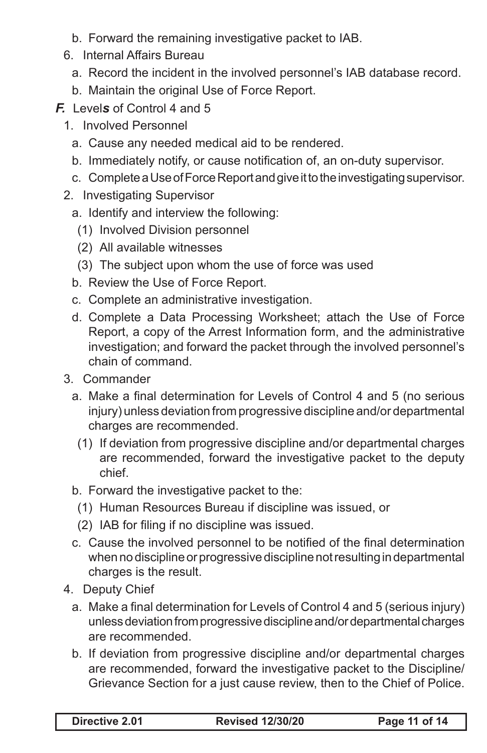b. Forward the remaining investigative packet to IAB.

6. Internal Affairs Bureau

   a. Record the incident in the involved personnel's IAB database record.

   b. Maintain the original Use of Force Report.

***F.*** Level***s*** of Control 4 and 5

1. Involved Personnel

   a. Cause any needed medical aid to be rendered.

   b. Immediately notify, or cause notification of, an on-duty supervisor.

   c. Complete a Use of Force Report and give it to the investigating supervisor.

2. Investigating Supervisor

   a. Identify and interview the following:

      (1) Involved Division personnel

      (2) All available witnesses

      (3) The subject upon whom the use of force was used

   b. Review the Use of Force Report.

   c. Complete an administrative investigation.

   d. Complete a Data Processing Worksheet; attach the Use of Force Report, a copy of the Arrest Information form, and the administrative investigation; and forward the packet through the involved personnel's chain of command.

3. Commander

   a. Make a final determination for Levels of Control 4 and 5 (no serious injury) unless deviation from progressive discipline and/or departmental charges are recommended.

      (1) If deviation from progressive discipline and/or departmental charges are recommended, forward the investigative packet to the deputy chief.

   b. Forward the investigative packet to the:

      (1) Human Resources Bureau if discipline was issued, or

      (2) IAB for filing if no discipline was issued.

   c. Cause the involved personnel to be notified of the final determination when no discipline or progressive discipline not resulting in departmental charges is the result.

4. Deputy Chief

   a. Make a final determination for Levels of Control 4 and 5 (serious injury) unless deviation from progressive discipline and/or departmental charges are recommended.

   b. If deviation from progressive discipline and/or departmental charges are recommended, forward the investigative packet to the Discipline/Grievance Section for a just cause review, then to the Chief of Police.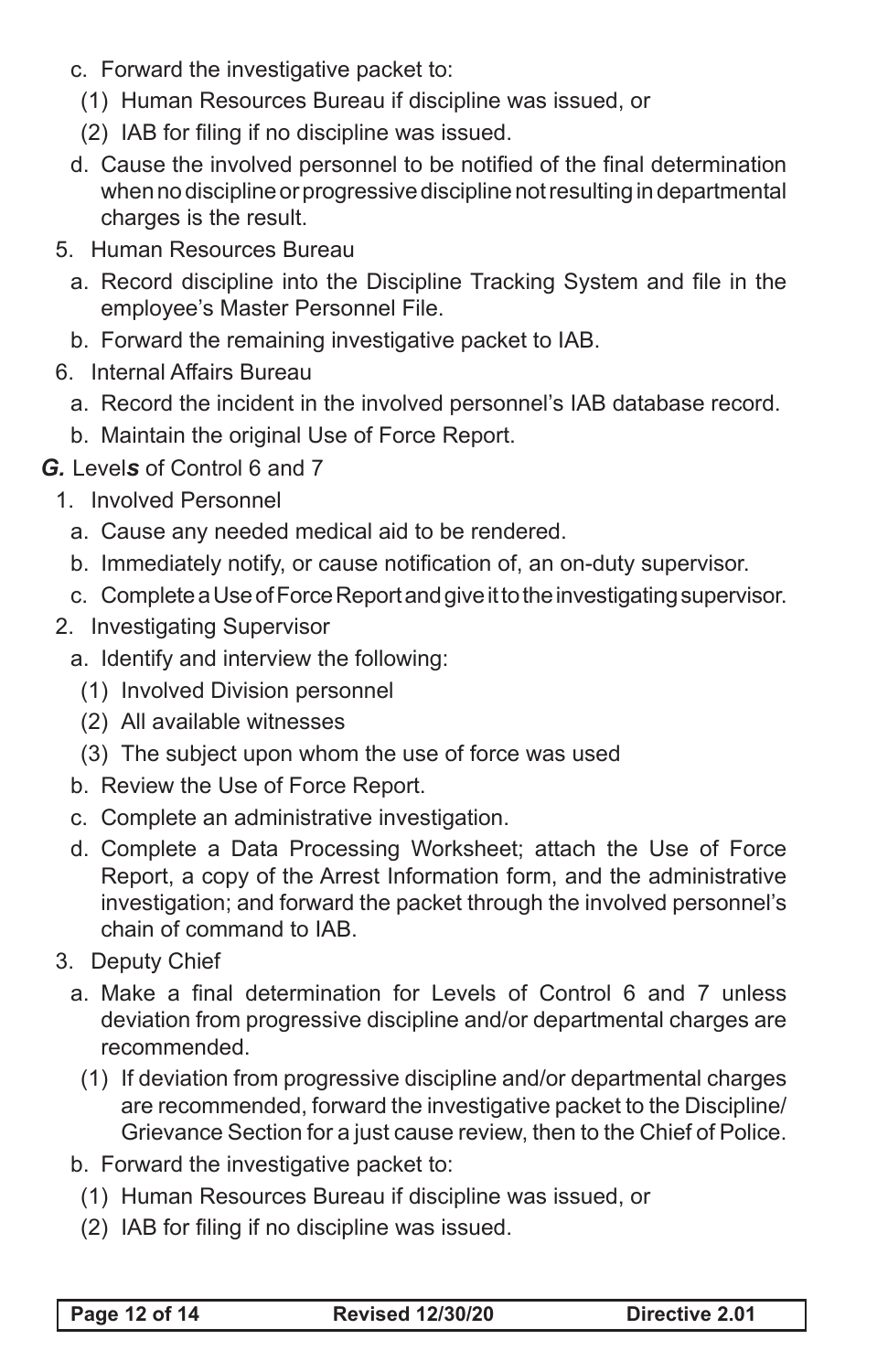c. Forward the investigative packet to:
   (1) Human Resources Bureau if discipline was issued, or
   (2) IAB for filing if no discipline was issued.

d. Cause the involved personnel to be notified of the final determination when no discipline or progressive discipline not resulting in departmental charges is the result.

5. Human Resources Bureau
   a. Record discipline into the Discipline Tracking System and file in the employee's Master Personnel File.
   b. Forward the remaining investigative packet to IAB.

6. Internal Affairs Bureau
   a. Record the incident in the involved personnel's IAB database record.
   b. Maintain the original Use of Force Report.

***G.*** Level***s*** of Control 6 and 7

1. Involved Personnel
   a. Cause any needed medical aid to be rendered.
   b. Immediately notify, or cause notification of, an on-duty supervisor.
   c. Complete a Use of Force Report and give it to the investigating supervisor.

2. Investigating Supervisor
   a. Identify and interview the following:
      (1) Involved Division personnel
      (2) All available witnesses
      (3) The subject upon whom the use of force was used
   b. Review the Use of Force Report.
   c. Complete an administrative investigation.
   d. Complete a Data Processing Worksheet; attach the Use of Force Report, a copy of the Arrest Information form, and the administrative investigation; and forward the packet through the involved personnel's chain of command to IAB.

3. Deputy Chief
   a. Make a final determination for Levels of Control 6 and 7 unless deviation from progressive discipline and/or departmental charges are recommended.
      (1) If deviation from progressive discipline and/or departmental charges are recommended, forward the investigative packet to the Discipline/Grievance Section for a just cause review, then to the Chief of Police.
   b. Forward the investigative packet to:
      (1) Human Resources Bureau if discipline was issued, or
      (2) IAB for filing if no discipline was issued.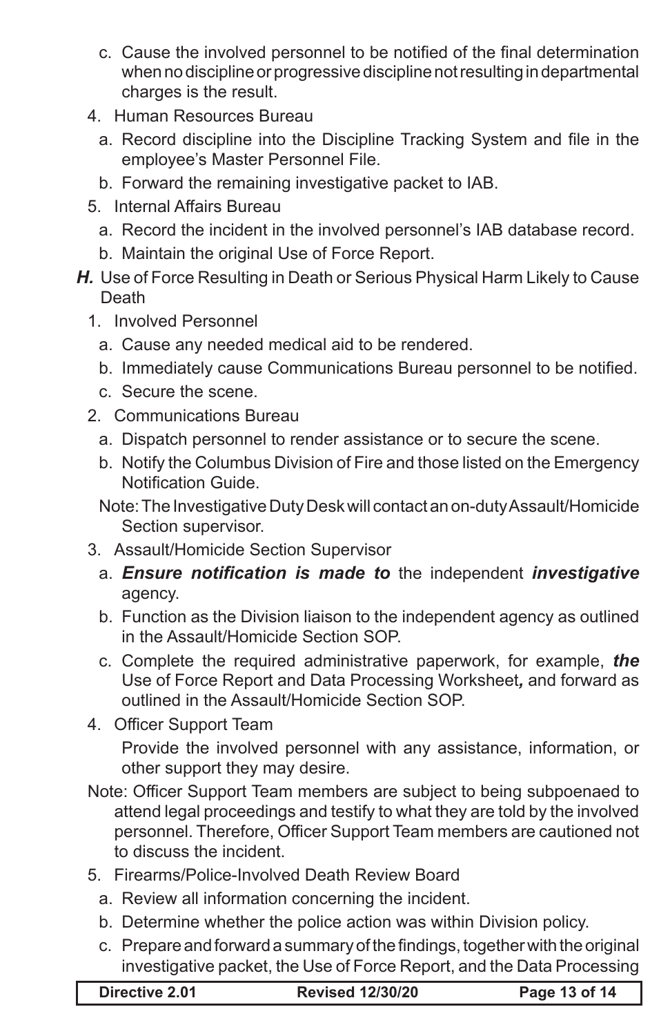c. Cause the involved personnel to be notified of the final determination when no discipline or progressive discipline not resulting in departmental charges is the result.

4. Human Resources Bureau

   a. Record discipline into the Discipline Tracking System and file in the employee's Master Personnel File.

   b. Forward the remaining investigative packet to IAB.

5. Internal Affairs Bureau

   a. Record the incident in the involved personnel's IAB database record.

   b. Maintain the original Use of Force Report.

***H.*** Use of Force Resulting in Death or Serious Physical Harm Likely to Cause Death

1. Involved Personnel

   a. Cause any needed medical aid to be rendered.

   b. Immediately cause Communications Bureau personnel to be notified.

   c. Secure the scene.

2. Communications Bureau

   a. Dispatch personnel to render assistance or to secure the scene.

   b. Notify the Columbus Division of Fire and those listed on the Emergency Notification Guide.

   Note: The Investigative Duty Desk will contact an on-duty Assault/Homicide Section supervisor.

3. Assault/Homicide Section Supervisor

   a. ***Ensure notification is made to*** the independent ***investigative*** agency.

   b. Function as the Division liaison to the independent agency as outlined in the Assault/Homicide Section SOP.

   c. Complete the required administrative paperwork, for example, ***the*** Use of Force Report and Data Processing Worksheet***,*** and forward as outlined in the Assault/Homicide Section SOP.

4. Officer Support Team

   Provide the involved personnel with any assistance, information, or other support they may desire.

Note: Officer Support Team members are subject to being subpoenaed to attend legal proceedings and testify to what they are told by the involved personnel. Therefore, Officer Support Team members are cautioned not to discuss the incident.

5. Firearms/Police-Involved Death Review Board

   a. Review all information concerning the incident.

   b. Determine whether the police action was within Division policy.

   c. Prepare and forward a summary of the findings, together with the original investigative packet, the Use of Force Report, and the Data Processing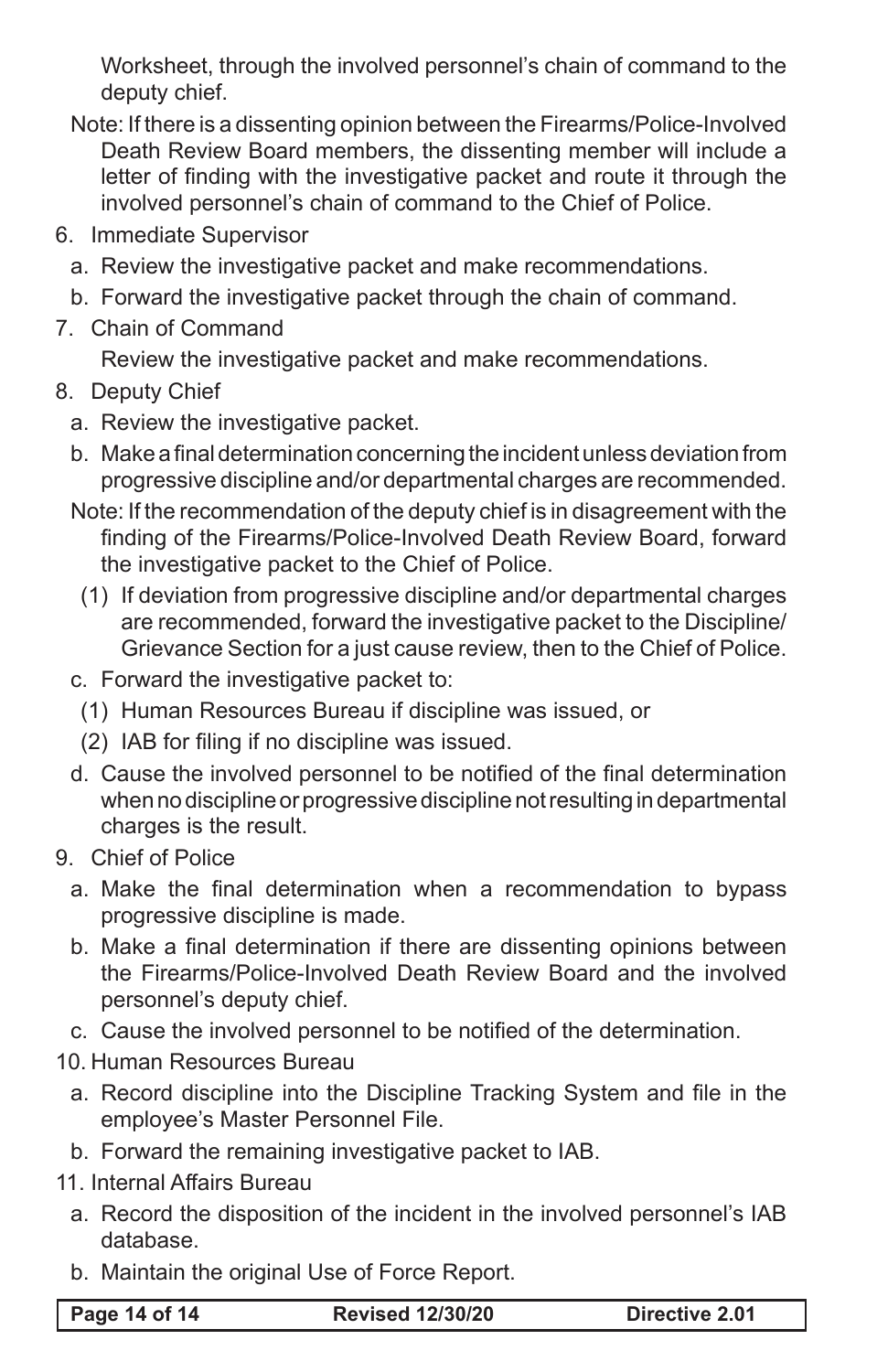Worksheet, through the involved personnel's chain of command to the deputy chief.

Note: If there is a dissenting opinion between the Firearms/Police-Involved Death Review Board members, the dissenting member will include a letter of finding with the investigative packet and route it through the involved personnel's chain of command to the Chief of Police.

6. Immediate Supervisor
   a. Review the investigative packet and make recommendations.
   b. Forward the investigative packet through the chain of command.
7. Chain of Command

   Review the investigative packet and make recommendations.
8. Deputy Chief
   a. Review the investigative packet.
   b. Make a final determination concerning the incident unless deviation from progressive discipline and/or departmental charges are recommended.

   Note: If the recommendation of the deputy chief is in disagreement with the finding of the Firearms/Police-Involved Death Review Board, forward the investigative packet to the Chief of Police.

   (1) If deviation from progressive discipline and/or departmental charges are recommended, forward the investigative packet to the Discipline/Grievance Section for a just cause review, then to the Chief of Police.

   c. Forward the investigative packet to:

   (1) Human Resources Bureau if discipline was issued, or

   (2) IAB for filing if no discipline was issued.

   d. Cause the involved personnel to be notified of the final determination when no discipline or progressive discipline not resulting in departmental charges is the result.
9. Chief of Police
   a. Make the final determination when a recommendation to bypass progressive discipline is made.
   b. Make a final determination if there are dissenting opinions between the Firearms/Police-Involved Death Review Board and the involved personnel's deputy chief.
   c. Cause the involved personnel to be notified of the determination.
10. Human Resources Bureau
    a. Record discipline into the Discipline Tracking System and file in the employee's Master Personnel File.
    b. Forward the remaining investigative packet to IAB.
11. Internal Affairs Bureau
    a. Record the disposition of the incident in the involved personnel's IAB database.
    b. Maintain the original Use of Force Report.